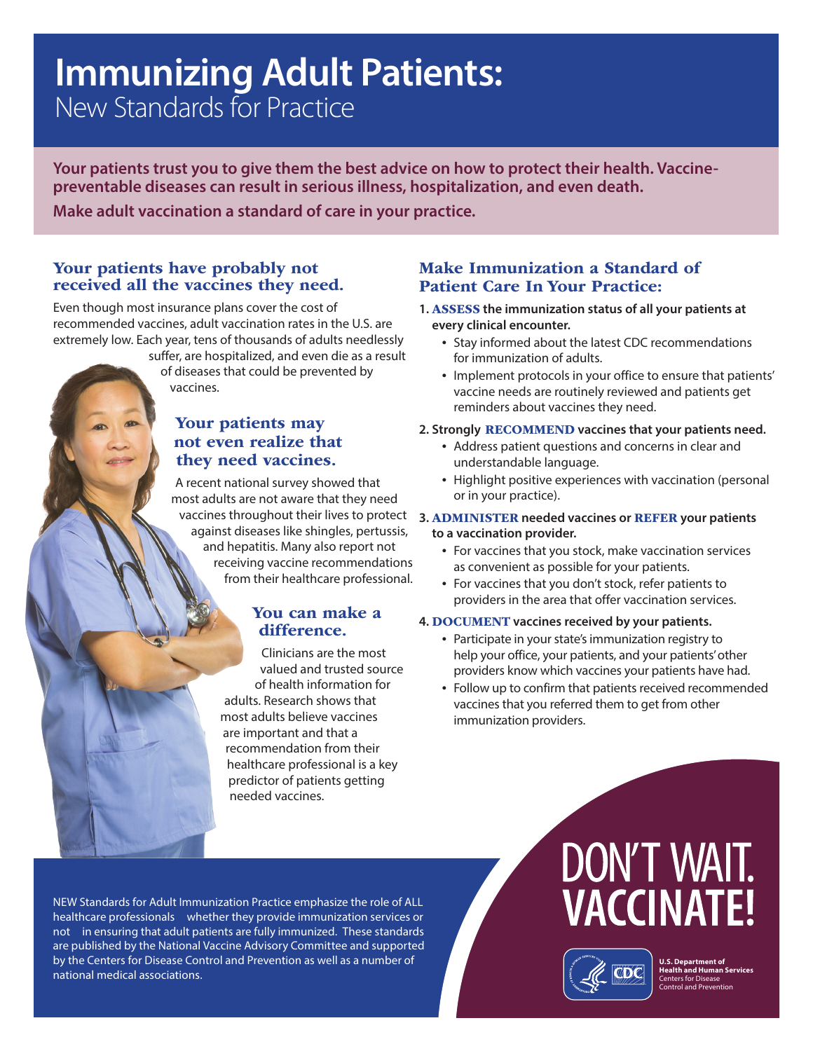# Immunizing Adult Patients:
## New Standards for Practice

**Your patients trust you to give them the best advice on how to protect their health. Vaccine-preventable diseases can result in serious illness, hospitalization, and even death.**

**Make adult vaccination a standard of care in your practice.**

### Your patients have probably not received all the vaccines they need.

Even though most insurance plans cover the cost of recommended vaccines, adult vaccination rates in the U.S. are extremely low. Each year, tens of thousands of adults needlessly suffer, are hospitalized, and even die as a result of diseases that could be prevented by vaccines.

### Your patients may not even realize that they need vaccines.

A recent national survey showed that most adults are not aware that they need vaccines throughout their lives to protect against diseases like shingles, pertussis, and hepatitis. Many also report not receiving vaccine recommendations from their healthcare professional.

### You can make a difference.

Clinicians are the most valued and trusted source of health information for adults. Research shows that most adults believe vaccines are important and that a recommendation from their healthcare professional is a key predictor of patients getting needed vaccines.

### Make Immunization a Standard of Patient Care In Your Practice:

**1. ASSESS the immunization status of all your patients at every clinical encounter.**

- Stay informed about the latest CDC recommendations for immunization of adults.
- Implement protocols in your office to ensure that patients' vaccine needs are routinely reviewed and patients get reminders about vaccines they need.

**2. Strongly RECOMMEND vaccines that your patients need.**

- Address patient questions and concerns in clear and understandable language.
- Highlight positive experiences with vaccination (personal or in your practice).

**3. ADMINISTER needed vaccines or REFER your patients to a vaccination provider.**

- For vaccines that you stock, make vaccination services as convenient as possible for your patients.
- For vaccines that you don't stock, refer patients to providers in the area that offer vaccination services.

**4. DOCUMENT vaccines received by your patients.**

- Participate in your state's immunization registry to help your office, your patients, and your patients' other providers know which vaccines your patients have had.
- Follow up to confirm that patients received recommended vaccines that you referred them to get from other immunization providers.

NEW Standards for Adult Immunization Practice emphasize the role of ALL healthcare professionals whether they provide immunization services or not in ensuring that adult patients are fully immunized. These standards are published by the National Vaccine Advisory Committee and supported by the Centers for Disease Control and Prevention as well as a number of national medical associations.

**DON'T WAIT. VACCINATE!**

U.S. Department of Health and Human Services
Centers for Disease Control and Prevention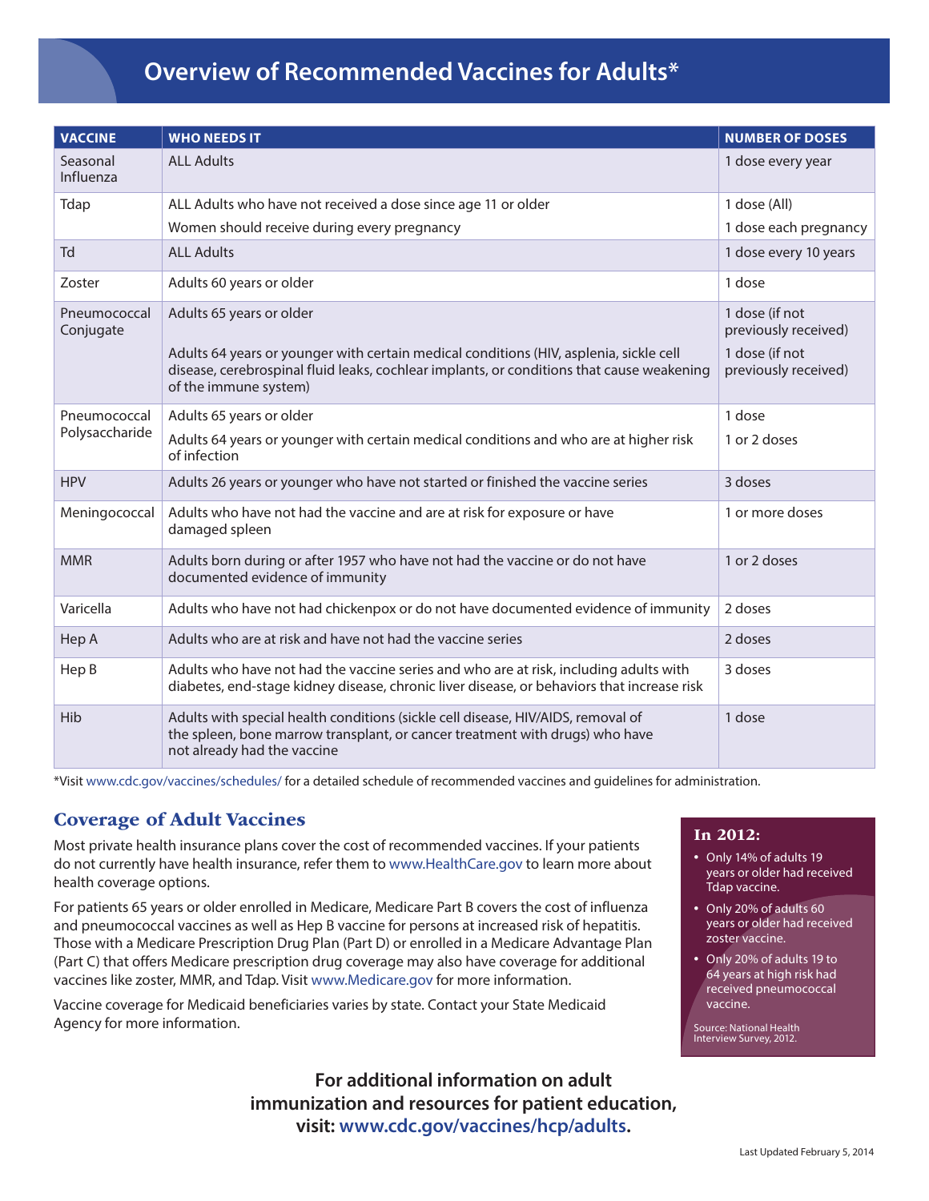# Overview of Recommended Vaccines for Adults*

| VACCINE | WHO NEEDS IT | NUMBER OF DOSES |
|---|---|---|
| Seasonal Influenza | ALL Adults | 1 dose every year |
| Tdap | ALL Adults who have not received a dose since age 11 or older | 1 dose (All) |
| | Women should receive during every pregnancy | 1 dose each pregnancy |
| Td | ALL Adults | 1 dose every 10 years |
| Zoster | Adults 60 years or older | 1 dose |
| Pneumococcal Conjugate | Adults 65 years or older | 1 dose (if not previously received) |
| | Adults 64 years or younger with certain medical conditions (HIV, asplenia, sickle cell disease, cerebrospinal fluid leaks, cochlear implants, or conditions that cause weakening of the immune system) | 1 dose (if not previously received) |
| Pneumococcal Polysaccharide | Adults 65 years or older | 1 dose |
| | Adults 64 years or younger with certain medical conditions and who are at higher risk of infection | 1 or 2 doses |
| HPV | Adults 26 years or younger who have not started or finished the vaccine series | 3 doses |
| Meningococcal | Adults who have not had the vaccine and are at risk for exposure or have damaged spleen | 1 or more doses |
| MMR | Adults born during or after 1957 who have not had the vaccine or do not have documented evidence of immunity | 1 or 2 doses |
| Varicella | Adults who have not had chickenpox or do not have documented evidence of immunity | 2 doses |
| Hep A | Adults who are at risk and have not had the vaccine series | 2 doses |
| Hep B | Adults who have not had the vaccine series and who are at risk, including adults with diabetes, end-stage kidney disease, chronic liver disease, or behaviors that increase risk | 3 doses |
| Hib | Adults with special health conditions (sickle cell disease, HIV/AIDS, removal of the spleen, bone marrow transplant, or cancer treatment with drugs) who have not already had the vaccine | 1 dose |

*Visit www.cdc.gov/vaccines/schedules/ for a detailed schedule of recommended vaccines and guidelines for administration.

## Coverage of Adult Vaccines

Most private health insurance plans cover the cost of recommended vaccines. If your patients do not currently have health insurance, refer them to www.HealthCare.gov to learn more about health coverage options.

For patients 65 years or older enrolled in Medicare, Medicare Part B covers the cost of influenza and pneumococcal vaccines as well as Hep B vaccine for persons at increased risk of hepatitis. Those with a Medicare Prescription Drug Plan (Part D) or enrolled in a Medicare Advantage Plan (Part C) that offers Medicare prescription drug coverage may also have coverage for additional vaccines like zoster, MMR, and Tdap. Visit www.Medicare.gov for more information.

Vaccine coverage for Medicaid beneficiaries varies by state. Contact your State Medicaid Agency for more information.

### In 2012:

- Only 14% of adults 19 years or older had received Tdap vaccine.
- Only 20% of adults 60 years or older had received zoster vaccine.
- Only 20% of adults 19 to 64 years at high risk had received pneumococcal vaccine.

Source: National Health Interview Survey, 2012.

**For additional information on adult immunization and resources for patient education, visit: www.cdc.gov/vaccines/hcp/adults.**

Last Updated February 5, 2014